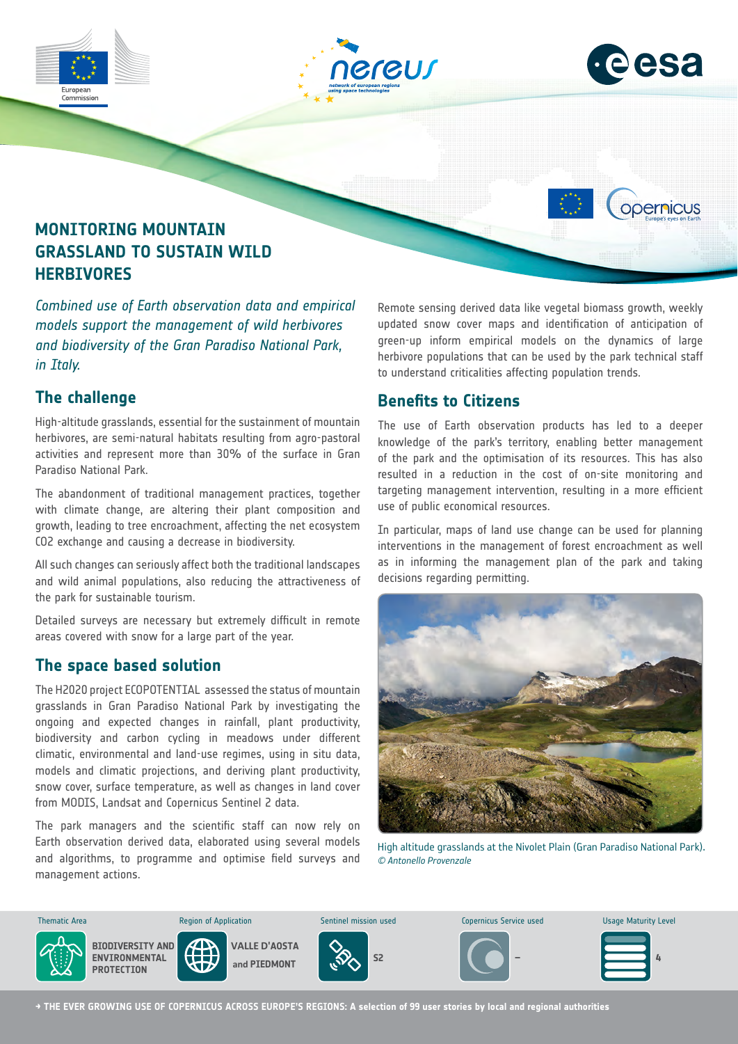# MONITORING MOUNTAIN GRASSLAND TO SUSTAIN WILD HERBIVORES

*Combined use of Earth observation data and empirical models support the management of wild herbivores and biodiversity of the Gran Paradiso National Park, in Italy.*

## The challenge

High-altitude grasslands, essential for the sustainment of mountain herbivores, are semi-natural habitats resulting from agro-pastoral activities and represent more than 30% of the surface in Gran Paradiso National Park.

The abandonment of traditional management practices, together with climate change, are altering their plant composition and growth, leading to tree encroachment, affecting the net ecosystem $CO_2$ exchange and causing a decrease in biodiversity.

All such changes can seriously affect both the traditional landscapes and wild animal populations, also reducing the attractiveness of the park for sustainable tourism.

Detailed surveys are necessary but extremely difficult in remote areas covered with snow for a large part of the year.

## The space based solution

The H2020 project ECOPOTENTIAL assessed the status of mountain grasslands in Gran Paradiso National Park by investigating the ongoing and expected changes in rainfall, plant productivity, biodiversity and carbon cycling in meadows under different climatic, environmental and land-use regimes, using in situ data, models and climatic projections, and deriving plant productivity, snow cover, surface temperature, as well as changes in land cover from MODIS, Landsat and Copernicus Sentinel 2 data.

The park managers and the scientific staff can now rely on Earth observation derived data, elaborated using several models and algorithms, to programme and optimise field surveys and management actions.

Remote sensing derived data like vegetal biomass growth, weekly updated snow cover maps and identification of anticipation of green-up inform empirical models on the dynamics of large herbivore populations that can be used by the park technical staff to understand criticalities affecting population trends.

## Benefits to Citizens

The use of Earth observation products has led to a deeper knowledge of the park's territory, enabling better management of the park and the optimisation of its resources. This has also resulted in a reduction in the cost of on-site monitoring and targeting management intervention, resulting in a more efficient use of public economical resources.

In particular, maps of land use change can be used for planning interventions in the management of forest encroachment as well as in informing the management plan of the park and taking decisions regarding permitting.

High altitude grasslands at the Nivolet Plain (Gran Paradiso National Park). *© Antonello Provenzale*

| Thematic Area | Region of Application | Sentinel mission used | Copernicus Service used | Usage Maturity Level |
|---|---|---|---|---|
| BIODIVERSITY AND ENVIRONMENTAL PROTECTION | VALLE D'AOSTA and PIEDMONT | S2 | – | 4 |

→ THE EVER GROWING USE OF COPERNICUS ACROSS EUROPE'S REGIONS: A selection of 99 user stories by local and regional authorities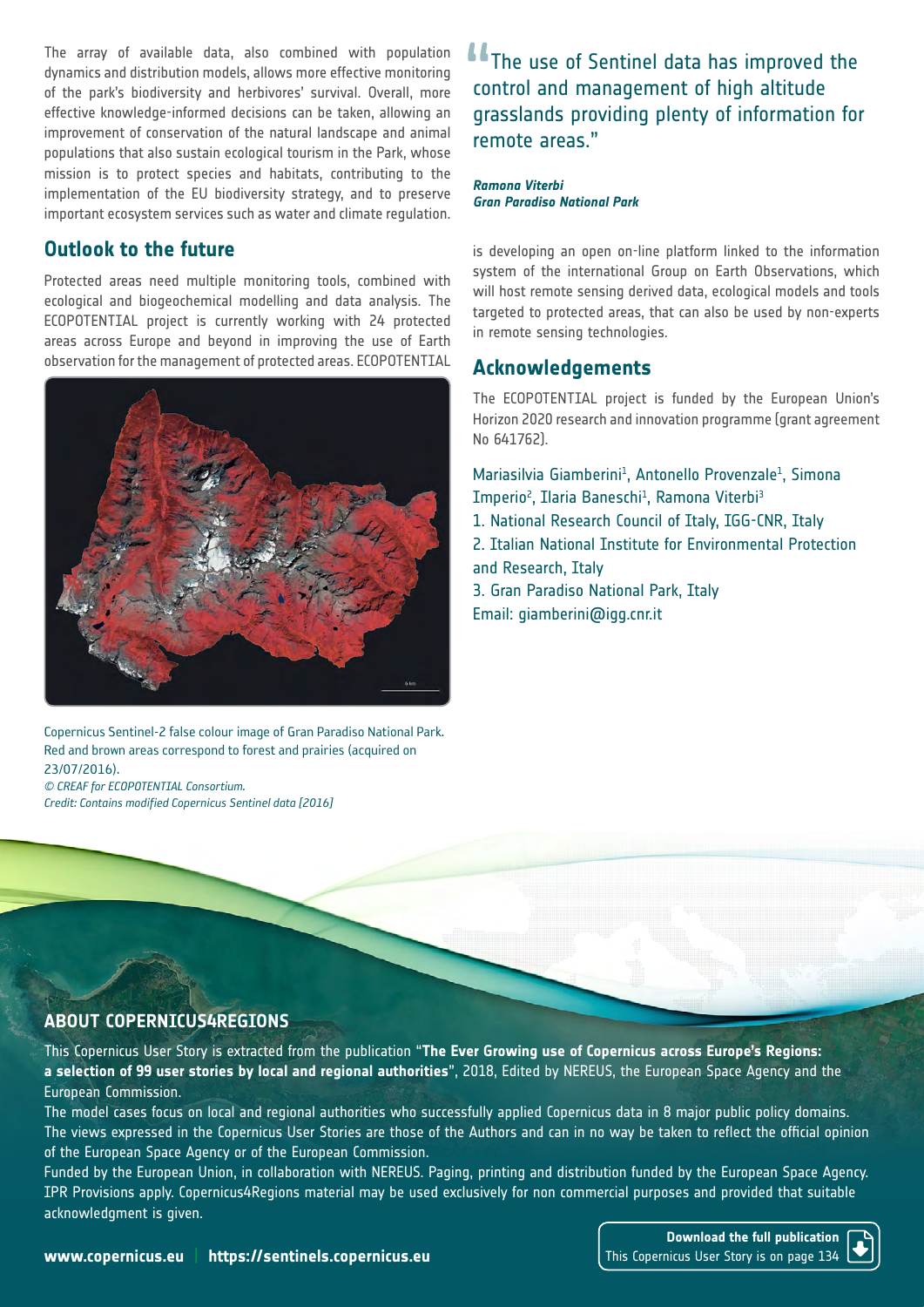The array of available data, also combined with population dynamics and distribution models, allows more effective monitoring of the park's biodiversity and herbivores' survival. Overall, more effective knowledge-informed decisions can be taken, allowing an improvement of conservation of the natural landscape and animal populations that also sustain ecological tourism in the Park, whose mission is to protect species and habitats, contributing to the implementation of the EU biodiversity strategy, and to preserve important ecosystem services such as water and climate regulation.

## Outlook to the future

Protected areas need multiple monitoring tools, combined with ecological and biogeochemical modelling and data analysis. The ECOPOTENTIAL project is currently working with 24 protected areas across Europe and beyond in improving the use of Earth observation for the management of protected areas. ECOPOTENTIAL is developing an open on-line platform linked to the information system of the international Group on Earth Observations, which will host remote sensing derived data, ecological models and tools targeted to protected areas, that can also be used by non-experts in remote sensing technologies.

Copernicus Sentinel-2 false colour image of Gran Paradiso National Park. Red and brown areas correspond to forest and prairies (acquired on 23/07/2016).
*© CREAF for ECOPOTENTIAL Consortium.*
*Credit: Contains modified Copernicus Sentinel data [2016]*

> "The use of Sentinel data has improved the control and management of high altitude grasslands providing plenty of information for remote areas."
>
> ***Ramona Viterbi***
> ***Gran Paradiso National Park***

## Acknowledgements

The ECOPOTENTIAL project is funded by the European Union's Horizon 2020 research and innovation programme (grant agreement No 641762).

Mariasilvia Giamberini[1], Antonello Provenzale[1], Simona Imperio[2], Ilaria Baneschi[1], Ramona Viterbi[3]
1. National Research Council of Italy, IGG-CNR, Italy
2. Italian National Institute for Environmental Protection and Research, Italy
3. Gran Paradiso National Park, Italy
Email: giamberini@igg.cnr.it

## ABOUT COPERNICUS4REGIONS

This Copernicus User Story is extracted from the publication "**The Ever Growing use of Copernicus across Europe's Regions: a selection of 99 user stories by local and regional authorities**", 2018, Edited by NEREUS, the European Space Agency and the European Commission.
The model cases focus on local and regional authorities who successfully applied Copernicus data in 8 major public policy domains. The views expressed in the Copernicus User Stories are those of the Authors and can in no way be taken to reflect the official opinion of the European Space Agency or of the European Commission.
Funded by the European Union, in collaboration with NEREUS. Paging, printing and distribution funded by the European Space Agency. IPR Provisions apply. Copernicus4Regions material may be used exclusively for non commercial purposes and provided that suitable acknowledgment is given.

**www.copernicus.eu** | **https://sentinels.copernicus.eu**

**Download the full publication**
This Copernicus User Story is on page 134